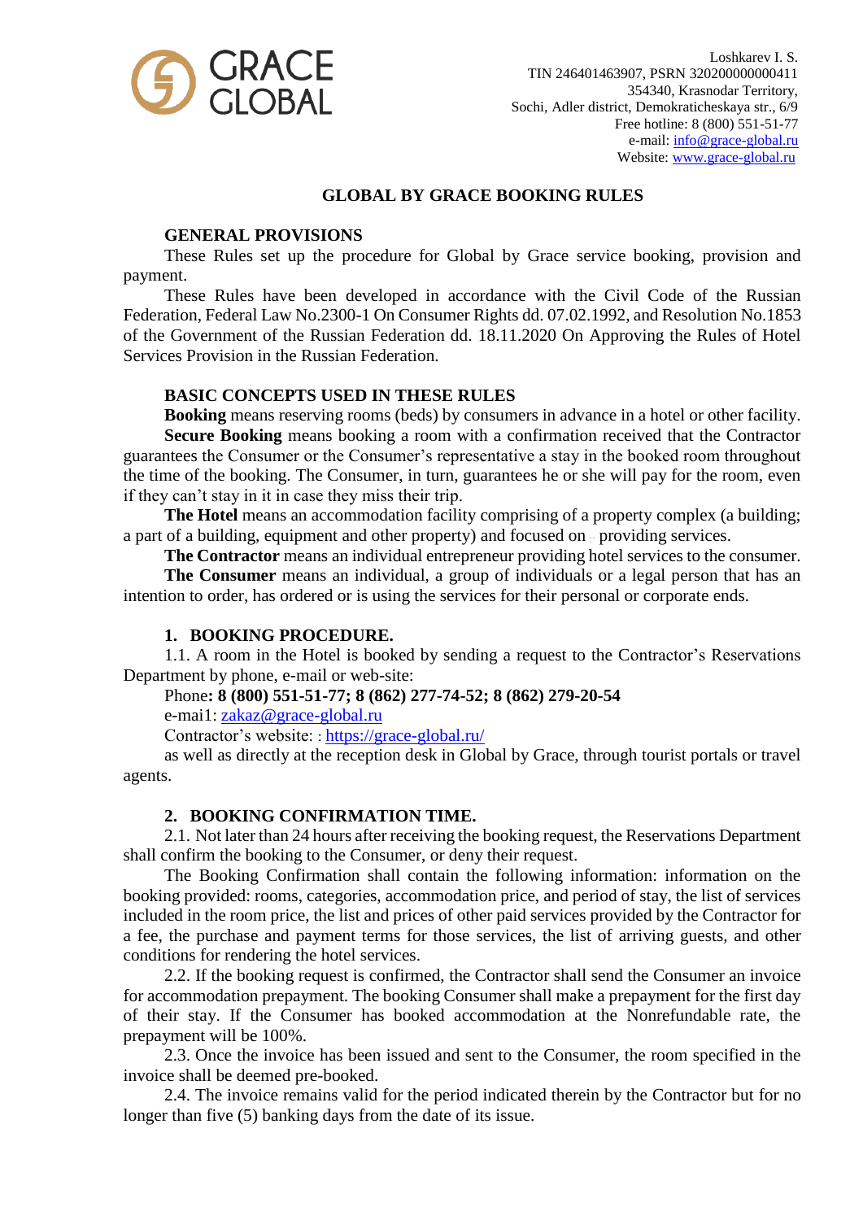GRACE GLOBAL

Loshkarev I. S.
TIN 246401463907, PSRN 320200000000411
354340, Krasnodar Territory,
Sochi, Adler district, Demokraticheskaya str., 6/9
Free hotline: 8 (800) 551-51-77
e-mail: info@grace-global.ru
Website: www.grace-global.ru

# GLOBAL BY GRACE BOOKING RULES

## GENERAL PROVISIONS

These Rules set up the procedure for Global by Grace service booking, provision and payment.

These Rules have been developed in accordance with the Civil Code of the Russian Federation, Federal Law No.2300-1 On Consumer Rights dd. 07.02.1992, and Resolution No.1853 of the Government of the Russian Federation dd. 18.11.2020 On Approving the Rules of Hotel Services Provision in the Russian Federation.

## BASIC CONCEPTS USED IN THESE RULES

**Booking** means reserving rooms (beds) by consumers in advance in a hotel or other facility.

**Secure Booking** means booking a room with a confirmation received that the Contractor guarantees the Consumer or the Consumer's representative a stay in the booked room throughout the time of the booking. The Consumer, in turn, guarantees he or she will pay for the room, even if they can't stay in it in case they miss their trip.

**The Hotel** means an accommodation facility comprising of a property complex (a building; a part of a building, equipment and other property) and focused on providing services.

**The Contractor** means an individual entrepreneur providing hotel services to the consumer.

**The Consumer** means an individual, a group of individuals or a legal person that has an intention to order, has ordered or is using the services for their personal or corporate ends.

## 1. BOOKING PROCEDURE.

1.1. A room in the Hotel is booked by sending a request to the Contractor's Reservations Department by phone, e-mail or web-site:

Phone**: 8 (800) 551-51-77; 8 (862) 277-74-52; 8 (862) 279-20-54**

e-mai1: zakaz@grace-global.ru

Contractor's website: : https://grace-global.ru/

as well as directly at the reception desk in Global by Grace, through tourist portals or travel agents.

## 2. BOOKING CONFIRMATION TIME.

2.1. Not later than 24 hours after receiving the booking request, the Reservations Department shall confirm the booking to the Consumer, or deny their request.

The Booking Confirmation shall contain the following information: information on the booking provided: rooms, categories, accommodation price, and period of stay, the list of services included in the room price, the list and prices of other paid services provided by the Contractor for a fee, the purchase and payment terms for those services, the list of arriving guests, and other conditions for rendering the hotel services.

2.2. If the booking request is confirmed, the Contractor shall send the Consumer an invoice for accommodation prepayment. The booking Consumer shall make a prepayment for the first day of their stay. If the Consumer has booked accommodation at the Nonrefundable rate, the prepayment will be 100%.

2.3. Once the invoice has been issued and sent to the Consumer, the room specified in the invoice shall be deemed pre-booked.

2.4. The invoice remains valid for the period indicated therein by the Contractor but for no longer than five (5) banking days from the date of its issue.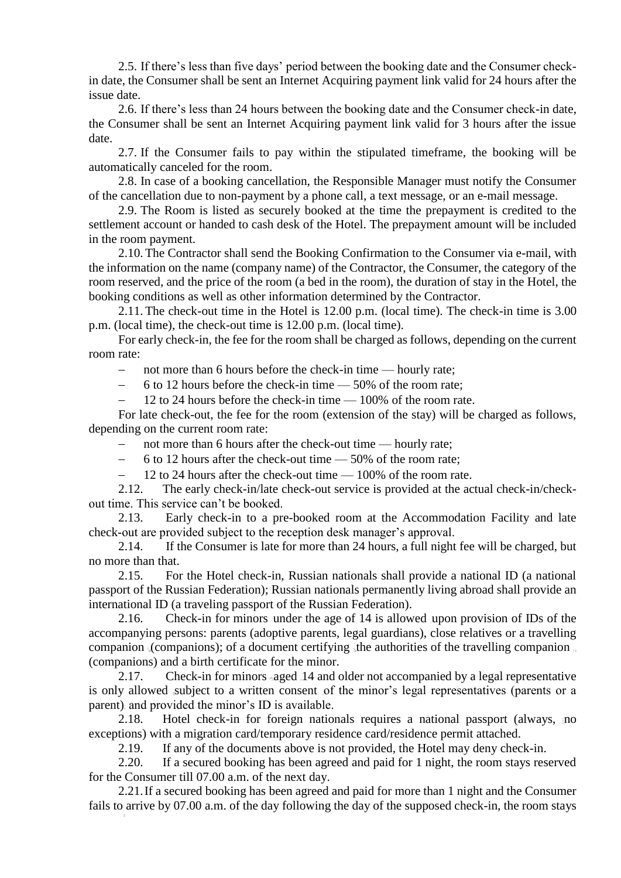2.5. If there's less than five days' period between the booking date and the Consumer check-in date, the Consumer shall be sent an Internet Acquiring payment link valid for 24 hours after the issue date.

2.6. If there's less than 24 hours between the booking date and the Consumer check-in date, the Consumer shall be sent an Internet Acquiring payment link valid for 3 hours after the issue date.

2.7. If the Consumer fails to pay within the stipulated timeframe, the booking will be automatically canceled for the room.

2.8. In case of a booking cancellation, the Responsible Manager must notify the Consumer of the cancellation due to non-payment by a phone call, a text message, or an e-mail message.

2.9. The Room is listed as securely booked at the time the prepayment is credited to the settlement account or handed to cash desk of the Hotel. The prepayment amount will be included in the room payment.

2.10. The Contractor shall send the Booking Confirmation to the Consumer via e-mail, with the information on the name (company name) of the Contractor, the Consumer, the category of the room reserved, and the price of the room (a bed in the room), the duration of stay in the Hotel, the booking conditions as well as other information determined by the Contractor.

2.11. The check-out time in the Hotel is 12.00 p.m. (local time). The check-in time is 3.00 p.m. (local time), the check-out time is 12.00 p.m. (local time).

For early check-in, the fee for the room shall be charged as follows, depending on the current room rate:

- not more than 6 hours before the check-in time — hourly rate;
- 6 to 12 hours before the check-in time — 50% of the room rate;
- 12 to 24 hours before the check-in time — 100% of the room rate.

For late check-out, the fee for the room (extension of the stay) will be charged as follows, depending on the current room rate:

- not more than 6 hours after the check-out time — hourly rate;
- 6 to 12 hours after the check-out time — 50% of the room rate;
- 12 to 24 hours after the check-out time — 100% of the room rate.

2.12. The early check-in/late check-out service is provided at the actual check-in/check-out time. This service can't be booked.

2.13. Early check-in to a pre-booked room at the Accommodation Facility and late check-out are provided subject to the reception desk manager's approval.

2.14. If the Consumer is late for more than 24 hours, a full night fee will be charged, but no more than that.

2.15. For the Hotel check-in, Russian nationals shall provide a national ID (a national passport of the Russian Federation); Russian nationals permanently living abroad shall provide an international ID (a traveling passport of the Russian Federation).

2.16. Check-in for minors under the age of 14 is allowed upon provision of IDs of the accompanying persons: parents (adoptive parents, legal guardians), close relatives or a travelling companion (companions); of a document certifying the authorities of the travelling companion (companions) and a birth certificate for the minor.

2.17. Check-in for minors aged 14 and older not accompanied by a legal representative is only allowed subject to a written consent of the minor's legal representatives (parents or a parent) and provided the minor's ID is available.

2.18. Hotel check-in for foreign nationals requires a national passport (always, no exceptions) with a migration card/temporary residence card/residence permit attached.

2.19. If any of the documents above is not provided, the Hotel may deny check-in.

2.20. If a secured booking has been agreed and paid for 1 night, the room stays reserved for the Consumer till 07.00 a.m. of the next day.

2.21. If a secured booking has been agreed and paid for more than 1 night and the Consumer fails to arrive by 07.00 a.m. of the day following the day of the supposed check-in, the room stays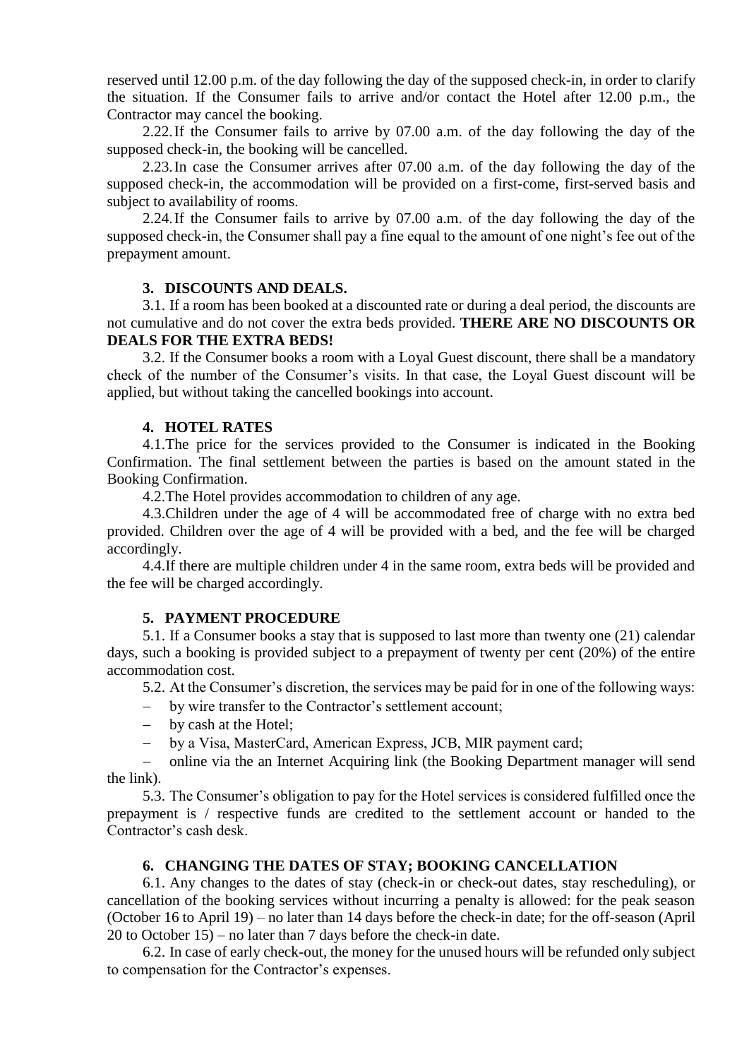reserved until 12.00 p.m. of the day following the day of the supposed check-in, in order to clarify the situation. If the Consumer fails to arrive and/or contact the Hotel after 12.00 p.m., the Contractor may cancel the booking.

2.22. If the Consumer fails to arrive by 07.00 a.m. of the day following the day of the supposed check-in, the booking will be cancelled.

2.23. In case the Consumer arrives after 07.00 a.m. of the day following the day of the supposed check-in, the accommodation will be provided on a first-come, first-served basis and subject to availability of rooms.

2.24. If the Consumer fails to arrive by 07.00 a.m. of the day following the day of the supposed check-in, the Consumer shall pay a fine equal to the amount of one night's fee out of the prepayment amount.

## 3. DISCOUNTS AND DEALS.

3.1. If a room has been booked at a discounted rate or during a deal period, the discounts are not cumulative and do not cover the extra beds provided. **THERE ARE NO DISCOUNTS OR DEALS FOR THE EXTRA BEDS!**

3.2. If the Consumer books a room with a Loyal Guest discount, there shall be a mandatory check of the number of the Consumer's visits. In that case, the Loyal Guest discount will be applied, but without taking the cancelled bookings into account.

## 4. HOTEL RATES

4.1. The price for the services provided to the Consumer is indicated in the Booking Confirmation. The final settlement between the parties is based on the amount stated in the Booking Confirmation.

4.2. The Hotel provides accommodation to children of any age.

4.3. Children under the age of 4 will be accommodated free of charge with no extra bed provided. Children over the age of 4 will be provided with a bed, and the fee will be charged accordingly.

4.4. If there are multiple children under 4 in the same room, extra beds will be provided and the fee will be charged accordingly.

## 5. PAYMENT PROCEDURE

5.1. If a Consumer books a stay that is supposed to last more than twenty one (21) calendar days, such a booking is provided subject to a prepayment of twenty per cent (20%) of the entire accommodation cost.

5.2. At the Consumer's discretion, the services may be paid for in one of the following ways:

- by wire transfer to the Contractor's settlement account;
- by cash at the Hotel;
- by a Visa, MasterCard, American Express, JCB, MIR payment card;
- online via the an Internet Acquiring link (the Booking Department manager will send the link).

5.3. The Consumer's obligation to pay for the Hotel services is considered fulfilled once the prepayment is / respective funds are credited to the settlement account or handed to the Contractor's cash desk.

## 6. CHANGING THE DATES OF STAY; BOOKING CANCELLATION

6.1. Any changes to the dates of stay (check-in or check-out dates, stay rescheduling), or cancellation of the booking services without incurring a penalty is allowed: for the peak season (October 16 to April 19) – no later than 14 days before the check-in date; for the off-season (April 20 to October 15) – no later than 7 days before the check-in date.

6.2. In case of early check-out, the money for the unused hours will be refunded only subject to compensation for the Contractor's expenses.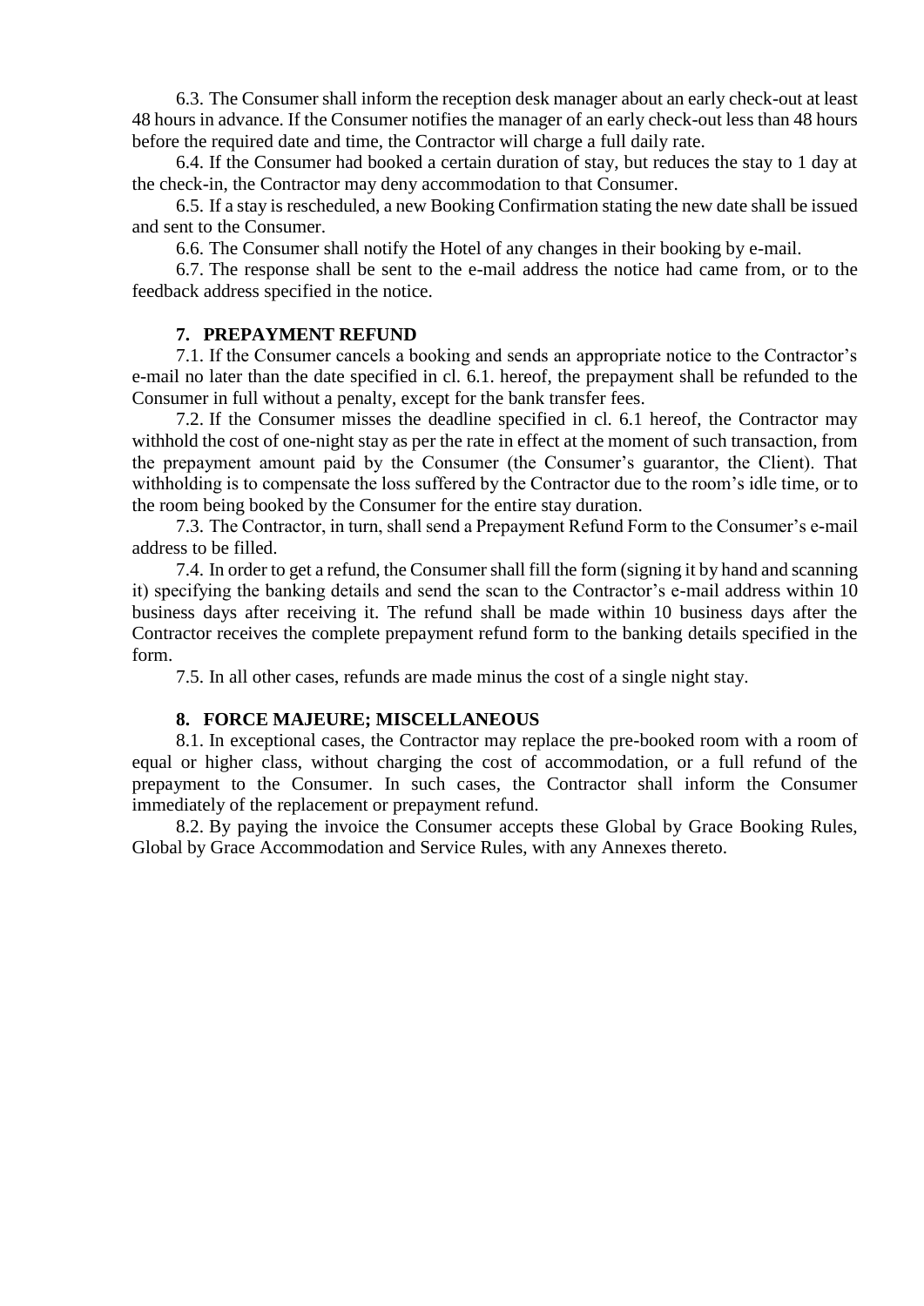6.3. The Consumer shall inform the reception desk manager about an early check-out at least 48 hours in advance. If the Consumer notifies the manager of an early check-out less than 48 hours before the required date and time, the Contractor will charge a full daily rate.

6.4. If the Consumer had booked a certain duration of stay, but reduces the stay to 1 day at the check-in, the Contractor may deny accommodation to that Consumer.

6.5. If a stay is rescheduled, a new Booking Confirmation stating the new date shall be issued and sent to the Consumer.

6.6. The Consumer shall notify the Hotel of any changes in their booking by e-mail.

6.7. The response shall be sent to the e-mail address the notice had came from, or to the feedback address specified in the notice.

## 7. PREPAYMENT REFUND

7.1. If the Consumer cancels a booking and sends an appropriate notice to the Contractor's e-mail no later than the date specified in cl. 6.1. hereof, the prepayment shall be refunded to the Consumer in full without a penalty, except for the bank transfer fees.

7.2. If the Consumer misses the deadline specified in cl. 6.1 hereof, the Contractor may withhold the cost of one-night stay as per the rate in effect at the moment of such transaction, from the prepayment amount paid by the Consumer (the Consumer's guarantor, the Client). That withholding is to compensate the loss suffered by the Contractor due to the room's idle time, or to the room being booked by the Consumer for the entire stay duration.

7.3. The Contractor, in turn, shall send a Prepayment Refund Form to the Consumer's e-mail address to be filled.

7.4. In order to get a refund, the Consumer shall fill the form (signing it by hand and scanning it) specifying the banking details and send the scan to the Contractor's e-mail address within 10 business days after receiving it. The refund shall be made within 10 business days after the Contractor receives the complete prepayment refund form to the banking details specified in the form.

7.5. In all other cases, refunds are made minus the cost of a single night stay.

## 8. FORCE MAJEURE; MISCELLANEOUS

8.1. In exceptional cases, the Contractor may replace the pre-booked room with a room of equal or higher class, without charging the cost of accommodation, or a full refund of the prepayment to the Consumer. In such cases, the Contractor shall inform the Consumer immediately of the replacement or prepayment refund.

8.2. By paying the invoice the Consumer accepts these Global by Grace Booking Rules, Global by Grace Accommodation and Service Rules, with any Annexes thereto.